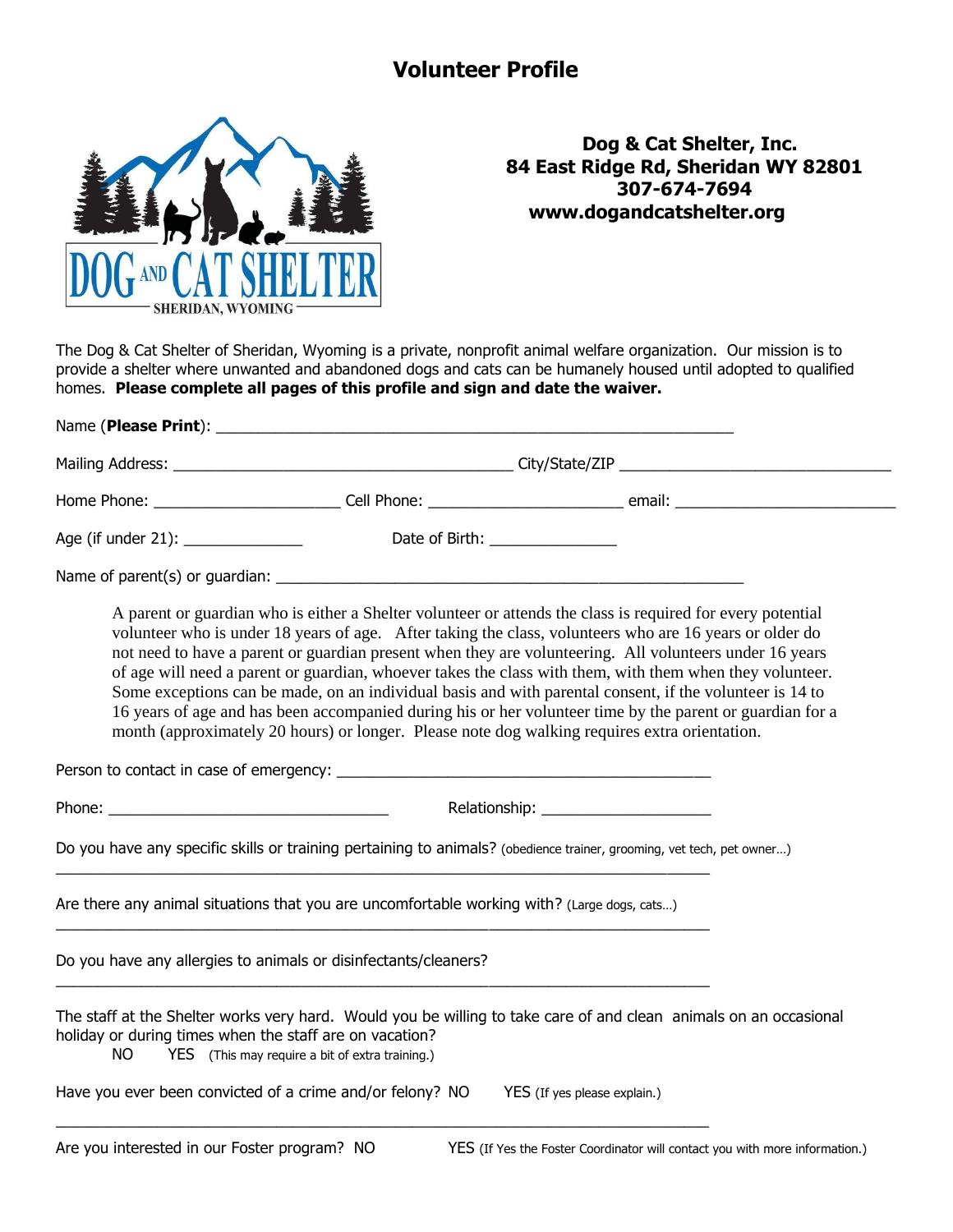# Volunteer Profile

**Dog & Cat Shelter, Inc.**
**84 East Ridge Rd, Sheridan WY 82801**
**307-674-7694**
**www.dogandcatshelter.org**

The Dog & Cat Shelter of Sheridan, Wyoming is a private, nonprofit animal welfare organization. Our mission is to provide a shelter where unwanted and abandoned dogs and cats can be humanely housed until adopted to qualified homes. **Please complete all pages of this profile and sign and date the waiver.**

Name (**Please Print**): ____________________________________________________________

Mailing Address: ________________________________________ City/State/ZIP ________________________________

Home Phone: ______________________ Cell Phone: _______________________ email: __________________________

Age (if under 21): ______________ Date of Birth: _______________

Name of parent(s) or guardian: _______________________________________________________

A parent or guardian who is either a Shelter volunteer or attends the class is required for every potential volunteer who is under 18 years of age. After taking the class, volunteers who are 16 years or older do not need to have a parent or guardian present when they are volunteering. All volunteers under 16 years of age will need a parent or guardian, whoever takes the class with them, with them when they volunteer. Some exceptions can be made, on an individual basis and with parental consent, if the volunteer is 14 to 16 years of age and has been accompanied during his or her volunteer time by the parent or guardian for a month (approximately 20 hours) or longer. Please note dog walking requires extra orientation.

Person to contact in case of emergency: ____________________________________________

Phone: ________________________________ Relationship: ____________________

Do you have any specific skills or training pertaining to animals? (obedience trainer, grooming, vet tech, pet owner…)

___________________________________________________________________________

Are there any animal situations that you are uncomfortable working with? (Large dogs, cats…)

___________________________________________________________________________

Do you have any allergies to animals or disinfectants/cleaners?

___________________________________________________________________________

The staff at the Shelter works very hard. Would you be willing to take care of and clean animals on an occasional holiday or during times when the staff are on vacation?

NO YES (This may require a bit of extra training.)

Have you ever been convicted of a crime and/or felony? NO YES (If yes please explain.)

___________________________________________________________________________

Are you interested in our Foster program? NO YES (If Yes the Foster Coordinator will contact you with more information.)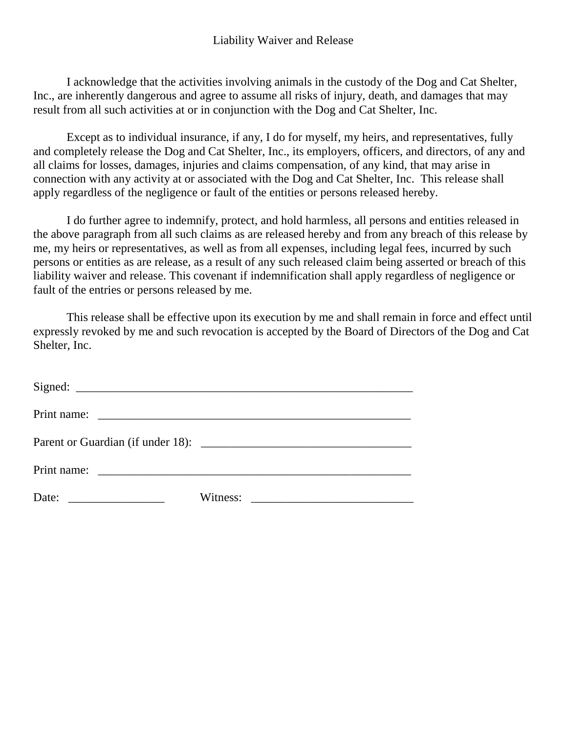# Liability Waiver and Release

I acknowledge that the activities involving animals in the custody of the Dog and Cat Shelter, Inc., are inherently dangerous and agree to assume all risks of injury, death, and damages that may result from all such activities at or in conjunction with the Dog and Cat Shelter, Inc.

Except as to individual insurance, if any, I do for myself, my heirs, and representatives, fully and completely release the Dog and Cat Shelter, Inc., its employers, officers, and directors, of any and all claims for losses, damages, injuries and claims compensation, of any kind, that may arise in connection with any activity at or associated with the Dog and Cat Shelter, Inc. This release shall apply regardless of the negligence or fault of the entities or persons released hereby.

I do further agree to indemnify, protect, and hold harmless, all persons and entities released in the above paragraph from all such claims as are released hereby and from any breach of this release by me, my heirs or representatives, as well as from all expenses, including legal fees, incurred by such persons or entities as are release, as a result of any such released claim being asserted or breach of this liability waiver and release. This covenant if indemnification shall apply regardless of negligence or fault of the entries or persons released by me.

This release shall be effective upon its execution by me and shall remain in force and effect until expressly revoked by me and such revocation is accepted by the Board of Directors of the Dog and Cat Shelter, Inc.

Signed: ___________________________________________________________

Print name: _______________________________________________________

Parent or Guardian (if under 18): ___________________________________

Print name: _______________________________________________________

Date: ________________ Witness: ___________________________